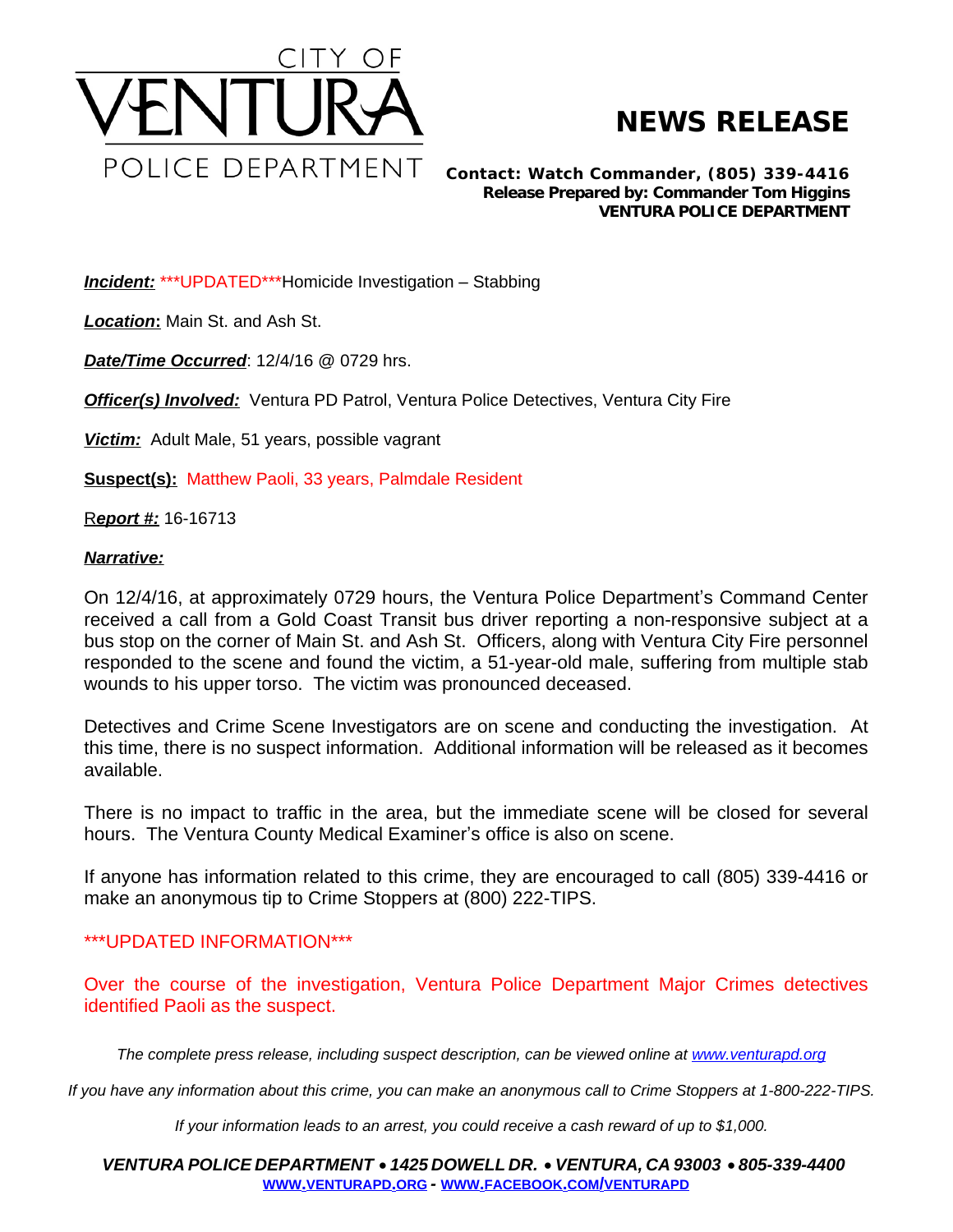CITY OF
# VENTURA
POLICE DEPARTMENT

# NEWS RELEASE

**Contact: Watch Commander, (805) 339-4416**
**Release Prepared by: Commander Tom Higgins**
**VENTURA POLICE DEPARTMENT**

***Incident:*** ***UPDATED***Homicide Investigation – Stabbing

***Location*:** Main St. and Ash St.

***Date/Time Occurred***: 12/4/16 @ 0729 hrs.

***Officer(s) Involved:*** Ventura PD Patrol, Ventura Police Detectives, Ventura City Fire

***Victim:*** Adult Male, 51 years, possible vagrant

**Suspect(s):** Matthew Paoli, 33 years, Palmdale Resident

R***eport #:*** 16-16713

***Narrative:***

On 12/4/16, at approximately 0729 hours, the Ventura Police Department's Command Center received a call from a Gold Coast Transit bus driver reporting a non-responsive subject at a bus stop on the corner of Main St. and Ash St. Officers, along with Ventura City Fire personnel responded to the scene and found the victim, a 51-year-old male, suffering from multiple stab wounds to his upper torso. The victim was pronounced deceased.

Detectives and Crime Scene Investigators are on scene and conducting the investigation. At this time, there is no suspect information. Additional information will be released as it becomes available.

There is no impact to traffic in the area, but the immediate scene will be closed for several hours. The Ventura County Medical Examiner's office is also on scene.

If anyone has information related to this crime, they are encouraged to call (805) 339-4416 or make an anonymous tip to Crime Stoppers at (800) 222-TIPS.

***UPDATED INFORMATION***

Over the course of the investigation, Ventura Police Department Major Crimes detectives identified Paoli as the suspect.

*The complete press release, including suspect description, can be viewed online at www.venturapd.org*

*If you have any information about this crime, you can make an anonymous call to Crime Stoppers at 1-800-222-TIPS.*

*If your information leads to an arrest, you could receive a cash reward of up to $1,000.*

***VENTURA POLICE DEPARTMENT • 1425 DOWELL DR. • VENTURA, CA 93003 • 805-339-4400***
**WWW.VENTURAPD.ORG - WWW.FACEBOOK.COM/VENTURAPD**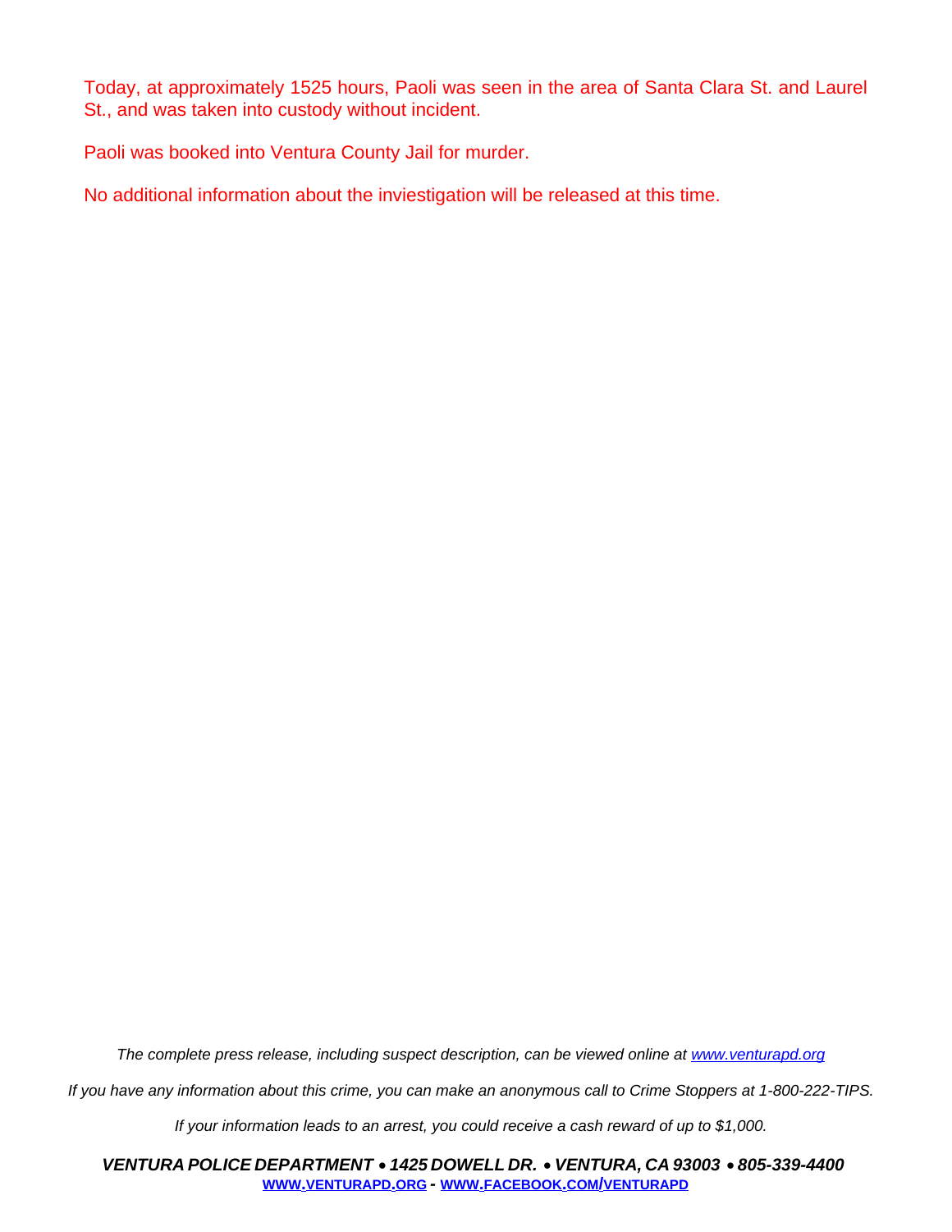Today, at approximately 1525 hours, Paoli was seen in the area of Santa Clara St. and Laurel St., and was taken into custody without incident.

Paoli was booked into Ventura County Jail for murder.

No additional information about the inviestigation will be released at this time.

*The complete press release, including suspect description, can be viewed online at www.venturapd.org*

*If you have any information about this crime, you can make an anonymous call to Crime Stoppers at 1-800-222-TIPS.*

*If your information leads to an arrest, you could receive a cash reward of up to $1,000.*

***VENTURA POLICE DEPARTMENT • 1425 DOWELL DR. • VENTURA, CA 93003 • 805-339-4400***

**WWW.VENTURAPD.ORG - WWW.FACEBOOK.COM/VENTURAPD**